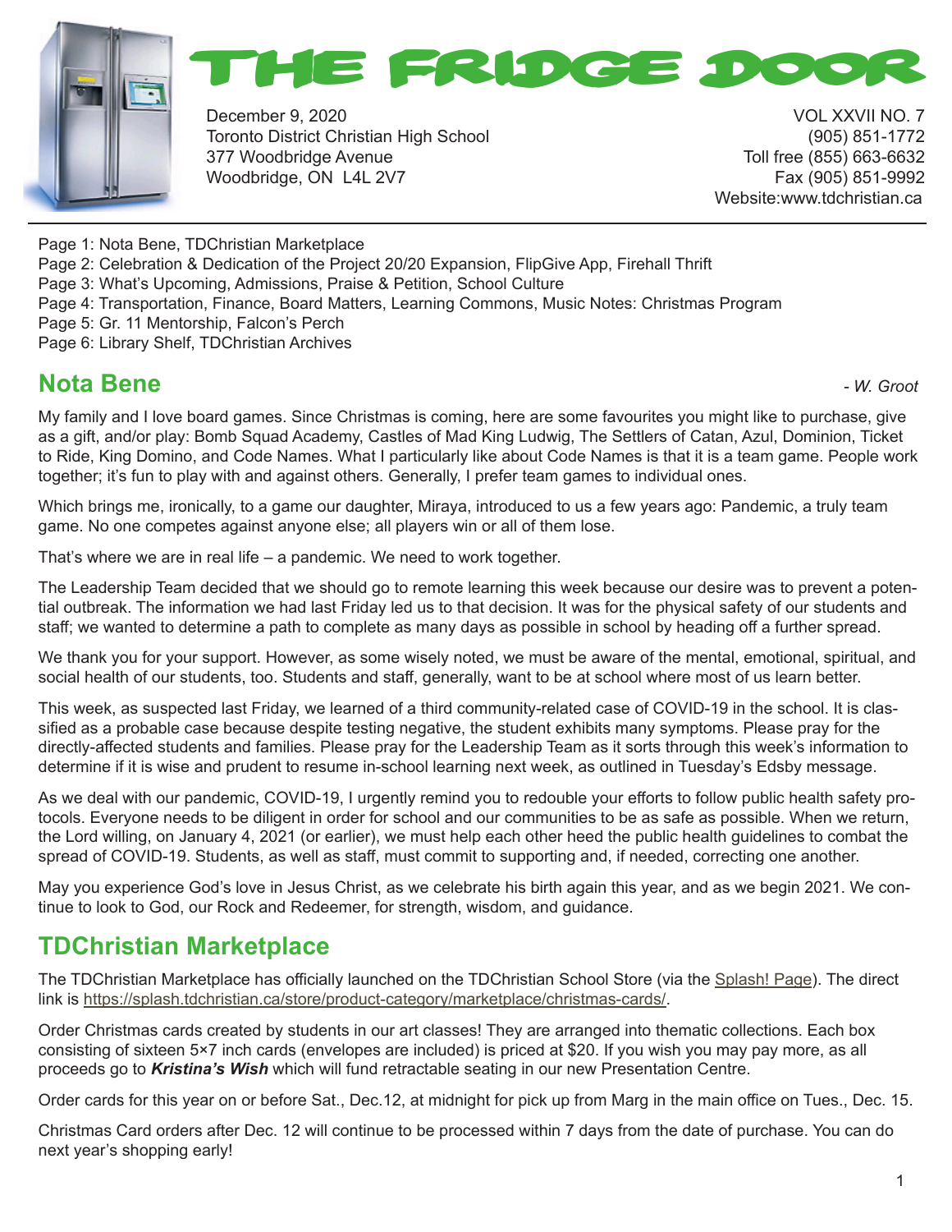# THE FRIDGE DOOR

December 9, 2020
Toronto District Christian High School
377 Woodbridge Avenue
Woodbridge, ON L4L 2V7

VOL XXVII NO. 7
(905) 851-1772
Toll free (855) 663-6632
Fax (905) 851-9992
Website:www.tdchristian.ca

Page 1: Nota Bene, TDChristian Marketplace
Page 2: Celebration & Dedication of the Project 20/20 Expansion, FlipGive App, Firehall Thrift
Page 3: What's Upcoming, Admissions, Praise & Petition, School Culture
Page 4: Transportation, Finance, Board Matters, Learning Commons, Music Notes: Christmas Program
Page 5: Gr. 11 Mentorship, Falcon's Perch
Page 6: Library Shelf, TDChristian Archives

## Nota Bene

*- W. Groot*

My family and I love board games. Since Christmas is coming, here are some favourites you might like to purchase, give as a gift, and/or play: Bomb Squad Academy, Castles of Mad King Ludwig, The Settlers of Catan, Azul, Dominion, Ticket to Ride, King Domino, and Code Names. What I particularly like about Code Names is that it is a team game. People work together; it's fun to play with and against others. Generally, I prefer team games to individual ones.

Which brings me, ironically, to a game our daughter, Miraya, introduced to us a few years ago: Pandemic, a truly team game. No one competes against anyone else; all players win or all of them lose.

That's where we are in real life – a pandemic. We need to work together.

The Leadership Team decided that we should go to remote learning this week because our desire was to prevent a potential outbreak. The information we had last Friday led us to that decision. It was for the physical safety of our students and staff; we wanted to determine a path to complete as many days as possible in school by heading off a further spread.

We thank you for your support. However, as some wisely noted, we must be aware of the mental, emotional, spiritual, and social health of our students, too. Students and staff, generally, want to be at school where most of us learn better.

This week, as suspected last Friday, we learned of a third community-related case of COVID-19 in the school. It is classified as a probable case because despite testing negative, the student exhibits many symptoms. Please pray for the directly-affected students and families. Please pray for the Leadership Team as it sorts through this week's information to determine if it is wise and prudent to resume in-school learning next week, as outlined in Tuesday's Edsby message.

As we deal with our pandemic, COVID-19, I urgently remind you to redouble your efforts to follow public health safety protocols. Everyone needs to be diligent in order for school and our communities to be as safe as possible. When we return, the Lord willing, on January 4, 2021 (or earlier), we must help each other heed the public health guidelines to combat the spread of COVID-19. Students, as well as staff, must commit to supporting and, if needed, correcting one another.

May you experience God's love in Jesus Christ, as we celebrate his birth again this year, and as we begin 2021. We continue to look to God, our Rock and Redeemer, for strength, wisdom, and guidance.

## TDChristian Marketplace

The TDChristian Marketplace has officially launched on the TDChristian School Store (via the Splash! Page). The direct link is https://splash.tdchristian.ca/store/product-category/marketplace/christmas-cards/.

Order Christmas cards created by students in our art classes! They are arranged into thematic collections. Each box consisting of sixteen 5×7 inch cards (envelopes are included) is priced at $20. If you wish you may pay more, as all proceeds go to ***Kristina's Wish*** which will fund retractable seating in our new Presentation Centre.

Order cards for this year on or before Sat., Dec.12, at midnight for pick up from Marg in the main office on Tues., Dec. 15.

Christmas Card orders after Dec. 12 will continue to be processed within 7 days from the date of purchase. You can do next year's shopping early!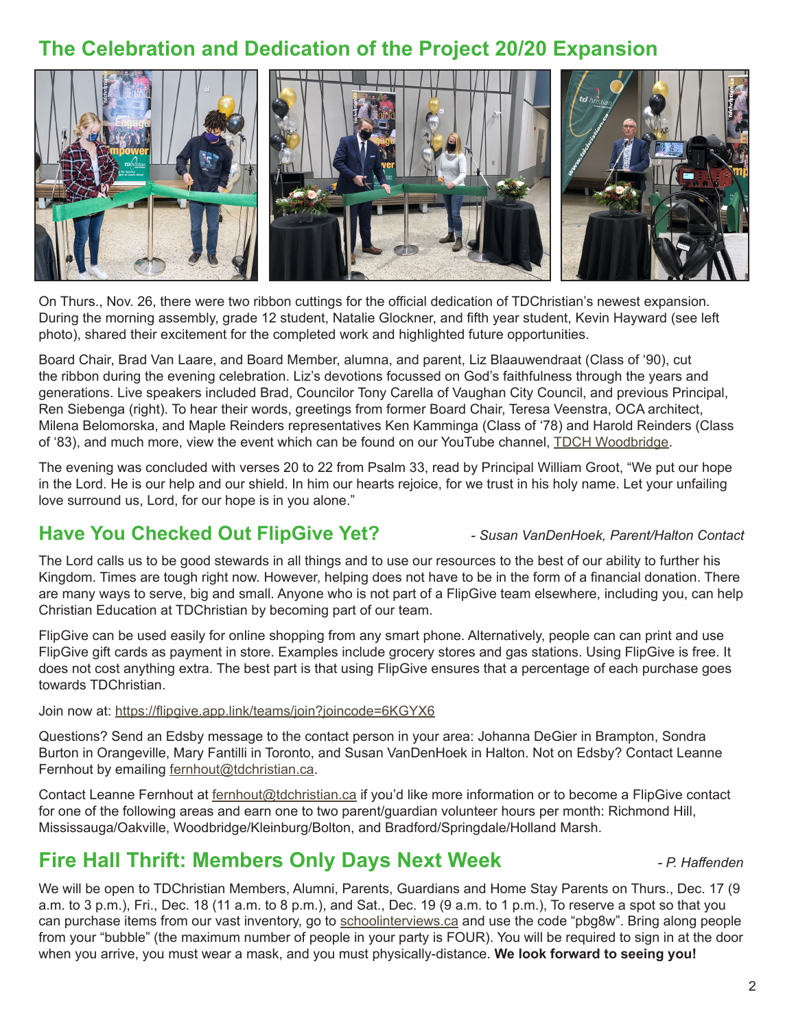## The Celebration and Dedication of the Project 20/20 Expansion

On Thurs., Nov. 26, there were two ribbon cuttings for the official dedication of TDChristian's newest expansion. During the morning assembly, grade 12 student, Natalie Glockner, and fifth year student, Kevin Hayward (see left photo), shared their excitement for the completed work and highlighted future opportunities.

Board Chair, Brad Van Laare, and Board Member, alumna, and parent, Liz Blaauwendraat (Class of '90), cut the ribbon during the evening celebration. Liz's devotions focussed on God's faithfulness through the years and generations. Live speakers included Brad, Councilor Tony Carella of Vaughan City Council, and previous Principal, Ren Siebenga (right). To hear their words, greetings from former Board Chair, Teresa Veenstra, OCA architect, Milena Belomorska, and Maple Reinders representatives Ken Kamminga (Class of '78) and Harold Reinders (Class of '83), and much more, view the event which can be found on our YouTube channel, TDCH Woodbridge.

The evening was concluded with verses 20 to 22 from Psalm 33, read by Principal William Groot, "We put our hope in the Lord. He is our help and our shield. In him our hearts rejoice, for we trust in his holy name. Let your unfailing love surround us, Lord, for our hope is in you alone."

## Have You Checked Out FlipGive Yet?

*- Susan VanDenHoek, Parent/Halton Contact*

The Lord calls us to be good stewards in all things and to use our resources to the best of our ability to further his Kingdom. Times are tough right now. However, helping does not have to be in the form of a financial donation. There are many ways to serve, big and small. Anyone who is not part of a FlipGive team elsewhere, including you, can help Christian Education at TDChristian by becoming part of our team.

FlipGive can be used easily for online shopping from any smart phone. Alternatively, people can can print and use FlipGive gift cards as payment in store. Examples include grocery stores and gas stations. Using FlipGive is free. It does not cost anything extra. The best part is that using FlipGive ensures that a percentage of each purchase goes towards TDChristian.

Join now at: https://flipgive.app.link/teams/join?joincode=6KGYX6

Questions? Send an Edsby message to the contact person in your area: Johanna DeGier in Brampton, Sondra Burton in Orangeville, Mary Fantilli in Toronto, and Susan VanDenHoek in Halton. Not on Edsby? Contact Leanne Fernhout by emailing fernhout@tdchristian.ca.

Contact Leanne Fernhout at fernhout@tdchristian.ca if you'd like more information or to become a FlipGive contact for one of the following areas and earn one to two parent/guardian volunteer hours per month: Richmond Hill, Mississauga/Oakville, Woodbridge/Kleinburg/Bolton, and Bradford/Springdale/Holland Marsh.

## Fire Hall Thrift: Members Only Days Next Week

*- P. Haffenden*

We will be open to TDChristian Members, Alumni, Parents, Guardians and Home Stay Parents on Thurs., Dec. 17 (9 a.m. to 3 p.m.), Fri., Dec. 18 (11 a.m. to 8 p.m.), and Sat., Dec. 19 (9 a.m. to 1 p.m.), To reserve a spot so that you can purchase items from our vast inventory, go to schoolinterviews.ca and use the code "pbg8w". Bring along people from your "bubble" (the maximum number of people in your party is FOUR). You will be required to sign in at the door when you arrive, you must wear a mask, and you must physically-distance. **We look forward to seeing you!**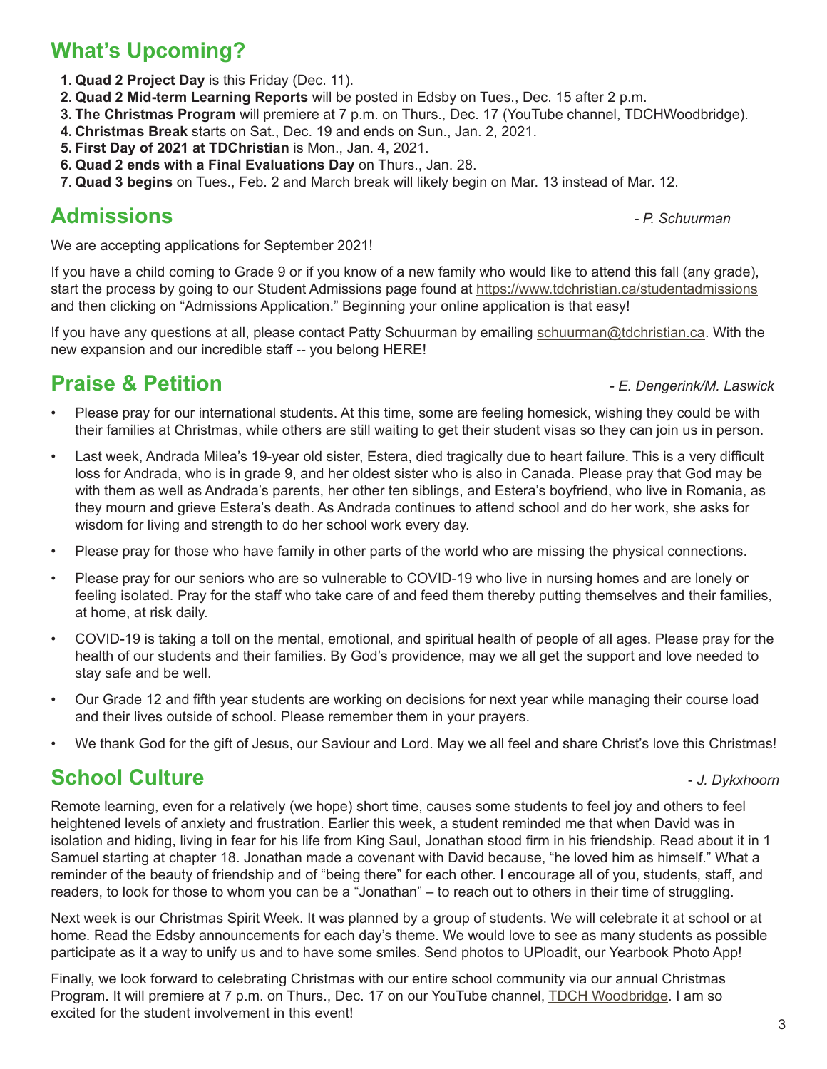## What's Upcoming?

1. **Quad 2 Project Day** is this Friday (Dec. 11).
2. **Quad 2 Mid-term Learning Reports** will be posted in Edsby on Tues., Dec. 15 after 2 p.m.
3. **The Christmas Program** will premiere at 7 p.m. on Thurs., Dec. 17 (YouTube channel, TDCHWoodbridge).
4. **Christmas Break** starts on Sat., Dec. 19 and ends on Sun., Jan. 2, 2021.
5. **First Day of 2021 at TDChristian** is Mon., Jan. 4, 2021.
6. **Quad 2 ends with a Final Evaluations Day** on Thurs., Jan. 28.
7. **Quad 3 begins** on Tues., Feb. 2 and March break will likely begin on Mar. 13 instead of Mar. 12.

## Admissions

*- P. Schuurman*

We are accepting applications for September 2021!

If you have a child coming to Grade 9 or if you know of a new family who would like to attend this fall (any grade), start the process by going to our Student Admissions page found at https://www.tdchristian.ca/studentadmissions and then clicking on "Admissions Application." Beginning your online application is that easy!

If you have any questions at all, please contact Patty Schuurman by emailing schuurman@tdchristian.ca. With the new expansion and our incredible staff -- you belong HERE!

## Praise & Petition

*- E. Dengerink/M. Laswick*

- Please pray for our international students. At this time, some are feeling homesick, wishing they could be with their families at Christmas, while others are still waiting to get their student visas so they can join us in person.
- Last week, Andrada Milea's 19-year old sister, Estera, died tragically due to heart failure. This is a very difficult loss for Andrada, who is in grade 9, and her oldest sister who is also in Canada. Please pray that God may be with them as well as Andrada's parents, her other ten siblings, and Estera's boyfriend, who live in Romania, as they mourn and grieve Estera's death. As Andrada continues to attend school and do her work, she asks for wisdom for living and strength to do her school work every day.
- Please pray for those who have family in other parts of the world who are missing the physical connections.
- Please pray for our seniors who are so vulnerable to COVID-19 who live in nursing homes and are lonely or feeling isolated. Pray for the staff who take care of and feed them thereby putting themselves and their families, at home, at risk daily.
- COVID-19 is taking a toll on the mental, emotional, and spiritual health of people of all ages. Please pray for the health of our students and their families. By God's providence, may we all get the support and love needed to stay safe and be well.
- Our Grade 12 and fifth year students are working on decisions for next year while managing their course load and their lives outside of school. Please remember them in your prayers.
- We thank God for the gift of Jesus, our Saviour and Lord. May we all feel and share Christ's love this Christmas!

## School Culture

*- J. Dykxhoorn*

Remote learning, even for a relatively (we hope) short time, causes some students to feel joy and others to feel heightened levels of anxiety and frustration. Earlier this week, a student reminded me that when David was in isolation and hiding, living in fear for his life from King Saul, Jonathan stood firm in his friendship. Read about it in 1 Samuel starting at chapter 18. Jonathan made a covenant with David because, "he loved him as himself." What a reminder of the beauty of friendship and of "being there" for each other. I encourage all of you, students, staff, and readers, to look for those to whom you can be a "Jonathan" – to reach out to others in their time of struggling.

Next week is our Christmas Spirit Week. It was planned by a group of students. We will celebrate it at school or at home. Read the Edsby announcements for each day's theme. We would love to see as many students as possible participate as it a way to unify us and to have some smiles. Send photos to UPloadit, our Yearbook Photo App!

Finally, we look forward to celebrating Christmas with our entire school community via our annual Christmas Program. It will premiere at 7 p.m. on Thurs., Dec. 17 on our YouTube channel, TDCH Woodbridge. I am so excited for the student involvement in this event!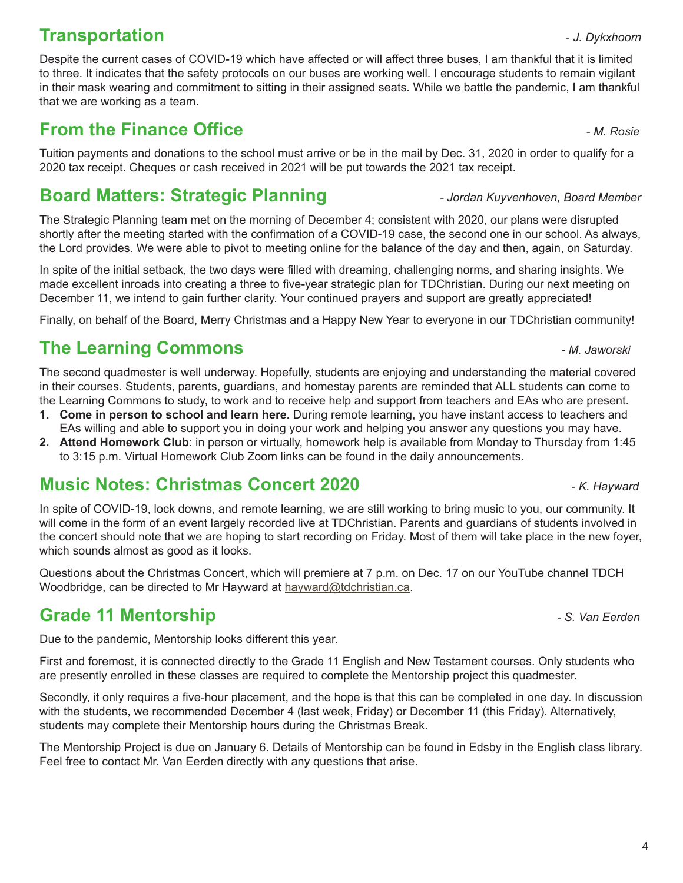## Transportation

*- J. Dykxhoorn*

Despite the current cases of COVID-19 which have affected or will affect three buses, I am thankful that it is limited to three. It indicates that the safety protocols on our buses are working well. I encourage students to remain vigilant in their mask wearing and commitment to sitting in their assigned seats. While we battle the pandemic, I am thankful that we are working as a team.

## From the Finance Office

*- M. Rosie*

Tuition payments and donations to the school must arrive or be in the mail by Dec. 31, 2020 in order to qualify for a 2020 tax receipt. Cheques or cash received in 2021 will be put towards the 2021 tax receipt.

## Board Matters: Strategic Planning

*- Jordan Kuyvenhoven, Board Member*

The Strategic Planning team met on the morning of December 4; consistent with 2020, our plans were disrupted shortly after the meeting started with the confirmation of a COVID-19 case, the second one in our school. As always, the Lord provides. We were able to pivot to meeting online for the balance of the day and then, again, on Saturday.

In spite of the initial setback, the two days were filled with dreaming, challenging norms, and sharing insights. We made excellent inroads into creating a three to five-year strategic plan for TDChristian. During our next meeting on December 11, we intend to gain further clarity. Your continued prayers and support are greatly appreciated!

Finally, on behalf of the Board, Merry Christmas and a Happy New Year to everyone in our TDChristian community!

## The Learning Commons

*- M. Jaworski*

The second quadmester is well underway. Hopefully, students are enjoying and understanding the material covered in their courses. Students, parents, guardians, and homestay parents are reminded that ALL students can come to the Learning Commons to study, to work and to receive help and support from teachers and EAs who are present.

1. **Come in person to school and learn here.** During remote learning, you have instant access to teachers and EAs willing and able to support you in doing your work and helping you answer any questions you may have.
2. **Attend Homework Club**: in person or virtually, homework help is available from Monday to Thursday from 1:45 to 3:15 p.m. Virtual Homework Club Zoom links can be found in the daily announcements.

## Music Notes: Christmas Concert 2020

*- K. Hayward*

In spite of COVID-19, lock downs, and remote learning, we are still working to bring music to you, our community. It will come in the form of an event largely recorded live at TDChristian. Parents and guardians of students involved in the concert should note that we are hoping to start recording on Friday. Most of them will take place in the new foyer, which sounds almost as good as it looks.

Questions about the Christmas Concert, which will premiere at 7 p.m. on Dec. 17 on our YouTube channel TDCH Woodbridge, can be directed to Mr Hayward at hayward@tdchristian.ca.

## Grade 11 Mentorship

*- S. Van Eerden*

Due to the pandemic, Mentorship looks different this year.

First and foremost, it is connected directly to the Grade 11 English and New Testament courses. Only students who are presently enrolled in these classes are required to complete the Mentorship project this quadmester.

Secondly, it only requires a five-hour placement, and the hope is that this can be completed in one day. In discussion with the students, we recommended December 4 (last week, Friday) or December 11 (this Friday). Alternatively, students may complete their Mentorship hours during the Christmas Break.

The Mentorship Project is due on January 6. Details of Mentorship can be found in Edsby in the English class library. Feel free to contact Mr. Van Eerden directly with any questions that arise.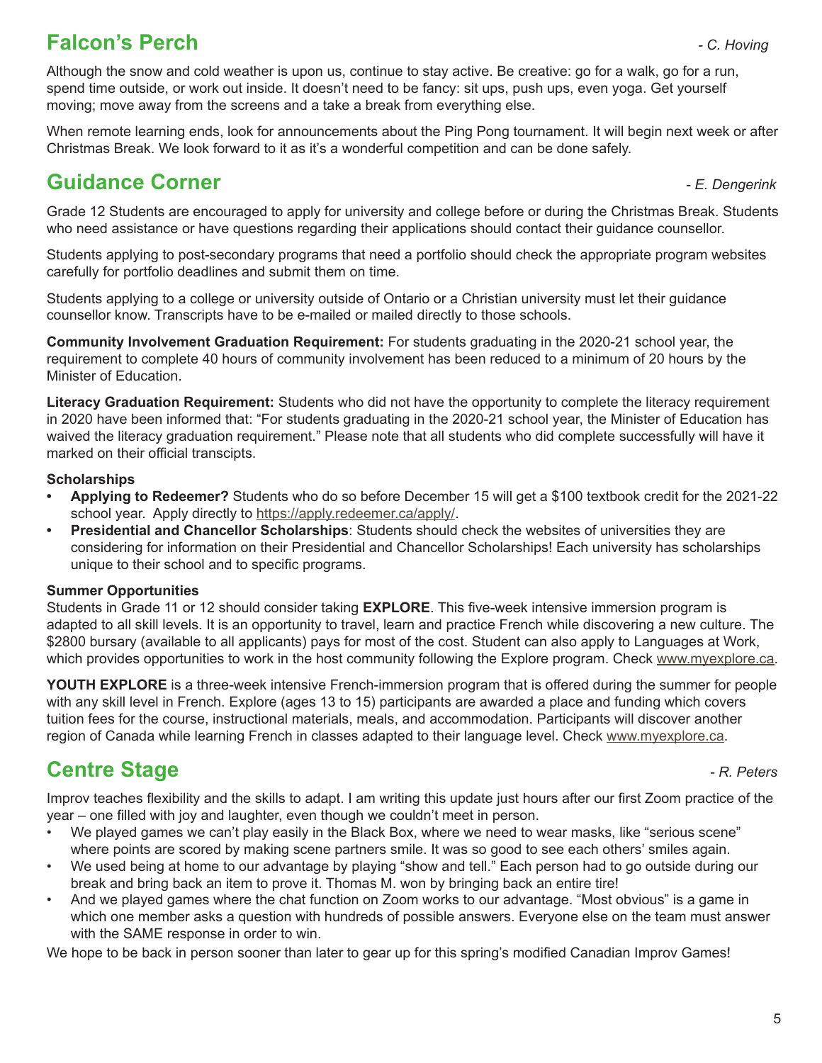## Falcon's Perch

*- C. Hoving*

Although the snow and cold weather is upon us, continue to stay active. Be creative: go for a walk, go for a run, spend time outside, or work out inside. It doesn't need to be fancy: sit ups, push ups, even yoga. Get yourself moving; move away from the screens and a take a break from everything else.

When remote learning ends, look for announcements about the Ping Pong tournament. It will begin next week or after Christmas Break. We look forward to it as it's a wonderful competition and can be done safely.

## Guidance Corner

*- E. Dengerink*

Grade 12 Students are encouraged to apply for university and college before or during the Christmas Break. Students who need assistance or have questions regarding their applications should contact their guidance counsellor.

Students applying to post-secondary programs that need a portfolio should check the appropriate program websites carefully for portfolio deadlines and submit them on time.

Students applying to a college or university outside of Ontario or a Christian university must let their guidance counsellor know. Transcripts have to be e-mailed or mailed directly to those schools.

**Community Involvement Graduation Requirement:** For students graduating in the 2020-21 school year, the requirement to complete 40 hours of community involvement has been reduced to a minimum of 20 hours by the Minister of Education.

**Literacy Graduation Requirement:** Students who did not have the opportunity to complete the literacy requirement in 2020 have been informed that: "For students graduating in the 2020-21 school year, the Minister of Education has waived the literacy graduation requirement." Please note that all students who did complete successfully will have it marked on their official transcipts.

**Scholarships**

- **Applying to Redeemer?** Students who do so before December 15 will get a $100 textbook credit for the 2021-22 school year. Apply directly to https://apply.redeemer.ca/apply/.
- **Presidential and Chancellor Scholarships**: Students should check the websites of universities they are considering for information on their Presidential and Chancellor Scholarships! Each university has scholarships unique to their school and to specific programs.

**Summer Opportunities**

Students in Grade 11 or 12 should consider taking **EXPLORE**. This five-week intensive immersion program is adapted to all skill levels. It is an opportunity to travel, learn and practice French while discovering a new culture. The $2800 bursary (available to all applicants) pays for most of the cost. Student can also apply to Languages at Work, which provides opportunities to work in the host community following the Explore program. Check www.myexplore.ca.

**YOUTH EXPLORE** is a three-week intensive French-immersion program that is offered during the summer for people with any skill level in French. Explore (ages 13 to 15) participants are awarded a place and funding which covers tuition fees for the course, instructional materials, meals, and accommodation. Participants will discover another region of Canada while learning French in classes adapted to their language level. Check www.myexplore.ca.

## Centre Stage

*- R. Peters*

Improv teaches flexibility and the skills to adapt. I am writing this update just hours after our first Zoom practice of the year – one filled with joy and laughter, even though we couldn't meet in person.

- We played games we can't play easily in the Black Box, where we need to wear masks, like "serious scene" where points are scored by making scene partners smile. It was so good to see each others' smiles again.
- We used being at home to our advantage by playing "show and tell." Each person had to go outside during our break and bring back an item to prove it. Thomas M. won by bringing back an entire tire!
- And we played games where the chat function on Zoom works to our advantage. "Most obvious" is a game in which one member asks a question with hundreds of possible answers. Everyone else on the team must answer with the SAME response in order to win.

We hope to be back in person sooner than later to gear up for this spring's modified Canadian Improv Games!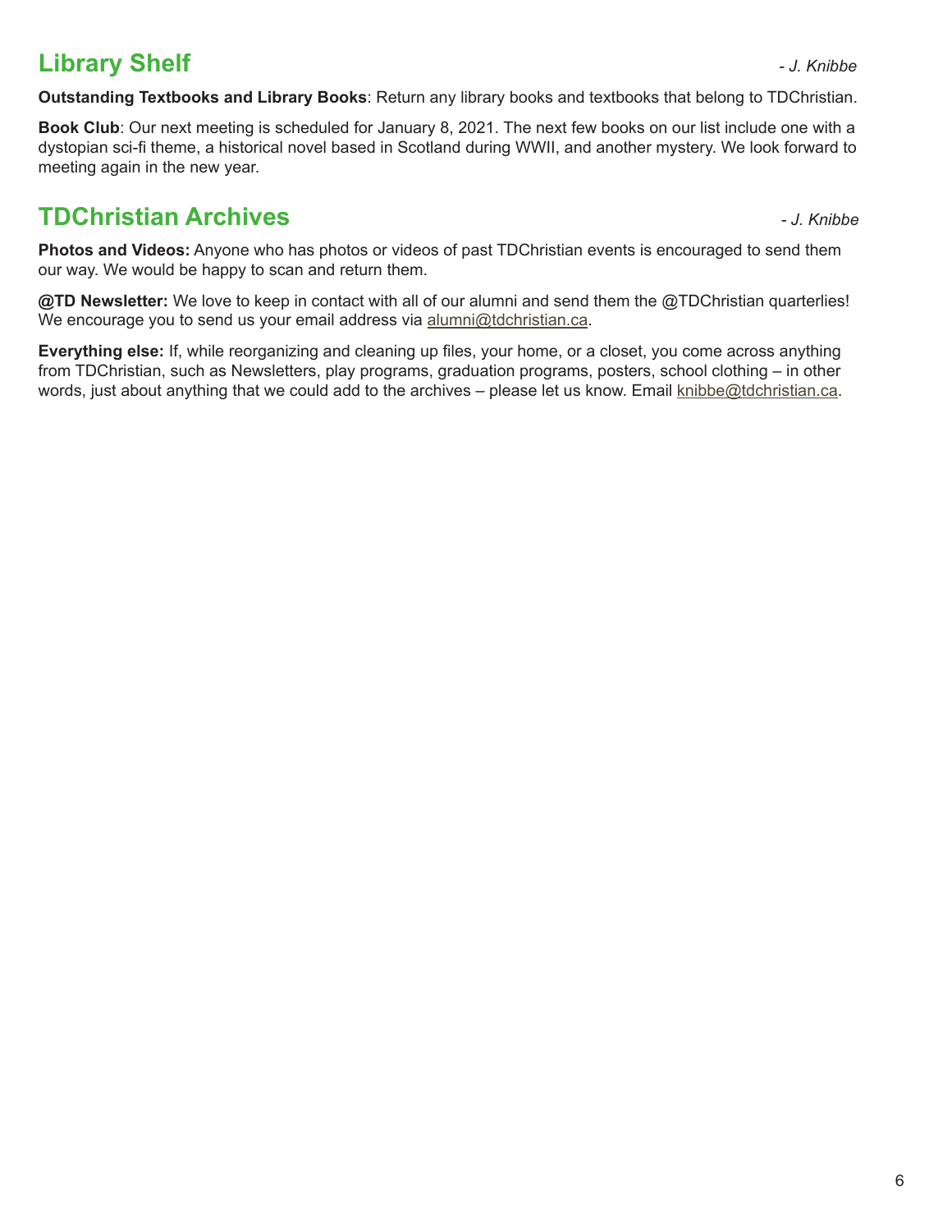## Library Shelf

*- J. Knibbe*

**Outstanding Textbooks and Library Books**: Return any library books and textbooks that belong to TDChristian.

**Book Club**: Our next meeting is scheduled for January 8, 2021. The next few books on our list include one with a dystopian sci-fi theme, a historical novel based in Scotland during WWII, and another mystery. We look forward to meeting again in the new year.

## TDChristian Archives

*- J. Knibbe*

**Photos and Videos:** Anyone who has photos or videos of past TDChristian events is encouraged to send them our way. We would be happy to scan and return them.

**@TD Newsletter:** We love to keep in contact with all of our alumni and send them the @TDChristian quarterlies! We encourage you to send us your email address via alumni@tdchristian.ca.

**Everything else:** If, while reorganizing and cleaning up files, your home, or a closet, you come across anything from TDChristian, such as Newsletters, play programs, graduation programs, posters, school clothing – in other words, just about anything that we could add to the archives – please let us know. Email knibbe@tdchristian.ca.